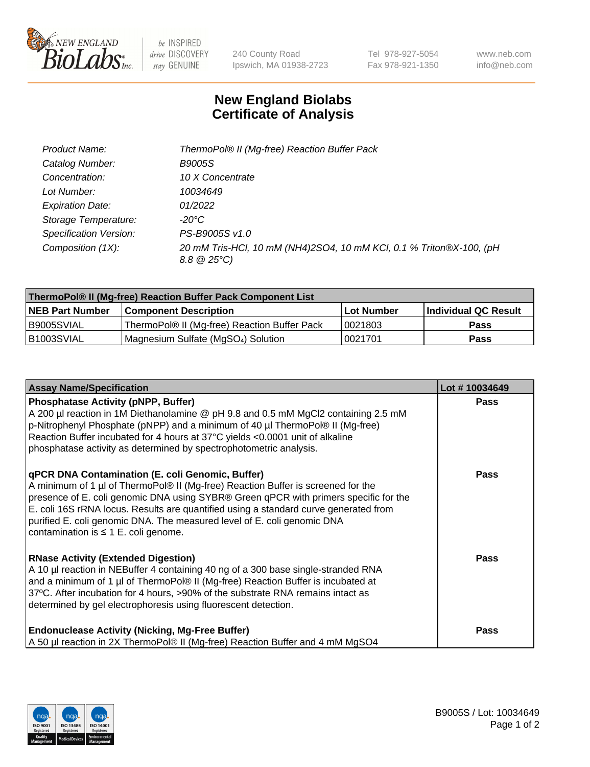# New England Biolabs Certificate of Analysis

| | |
|---|---|
| *Product Name:* | *ThermoPol® II (Mg-free) Reaction Buffer Pack* |
| *Catalog Number:* | *B9005S* |
| *Concentration:* | *10 X Concentrate* |
| *Lot Number:* | *10034649* |
| *Expiration Date:* | *01/2022* |
| *Storage Temperature:* | *-20°C* |
| *Specification Version:* | *PS-B9005S v1.0* |
| *Composition (1X):* | *20 mM Tris-HCl, 10 mM (NH4)2SO4, 10 mM KCl, 0.1 % Triton®X-100, (pH 8.8 @ 25°C)* |

| **ThermoPol® II (Mg-free) Reaction Buffer Pack Component List** | | | |
|---|---|---|---|
| **NEB Part Number** | **Component Description** | **Lot Number** | **Individual QC Result** |
| B9005SVIAL | ThermoPol® II (Mg-free) Reaction Buffer Pack | 0021803 | **Pass** |
| B1003SVIAL | Magnesium Sulfate ($MgSO_4$) Solution | 0021701 | **Pass** |

| **Assay Name/Specification** | **Lot # 10034649** |
|---|---|
| **Phosphatase Activity (pNPP, Buffer)**<br>A 200 µl reaction in 1M Diethanolamine @ pH 9.8 and 0.5 mM MgCl2 containing 2.5 mM p-Nitrophenyl Phosphate (pNPP) and a minimum of 40 µl ThermoPol® II (Mg-free) Reaction Buffer incubated for 4 hours at 37°C yields <0.0001 unit of alkaline phosphatase activity as determined by spectrophotometric analysis. | **Pass** |
| **qPCR DNA Contamination (E. coli Genomic, Buffer)**<br>A minimum of 1 µl of ThermoPol® II (Mg-free) Reaction Buffer is screened for the presence of E. coli genomic DNA using SYBR® Green qPCR with primers specific for the E. coli 16S rRNA locus. Results are quantified using a standard curve generated from purified E. coli genomic DNA. The measured level of E. coli genomic DNA contamination is ≤ 1 E. coli genome. | **Pass** |
| **RNase Activity (Extended Digestion)**<br>A 10 µl reaction in NEBuffer 4 containing 40 ng of a 300 base single-stranded RNA and a minimum of 1 µl of ThermoPol® II (Mg-free) Reaction Buffer is incubated at 37ºC. After incubation for 4 hours, >90% of the substrate RNA remains intact as determined by gel electrophoresis using fluorescent detection. | **Pass** |
| **Endonuclease Activity (Nicking, Mg-Free Buffer)**<br>A 50 µl reaction in 2X ThermoPol® II (Mg-free) Reaction Buffer and 4 mM MgSO4 | **Pass** |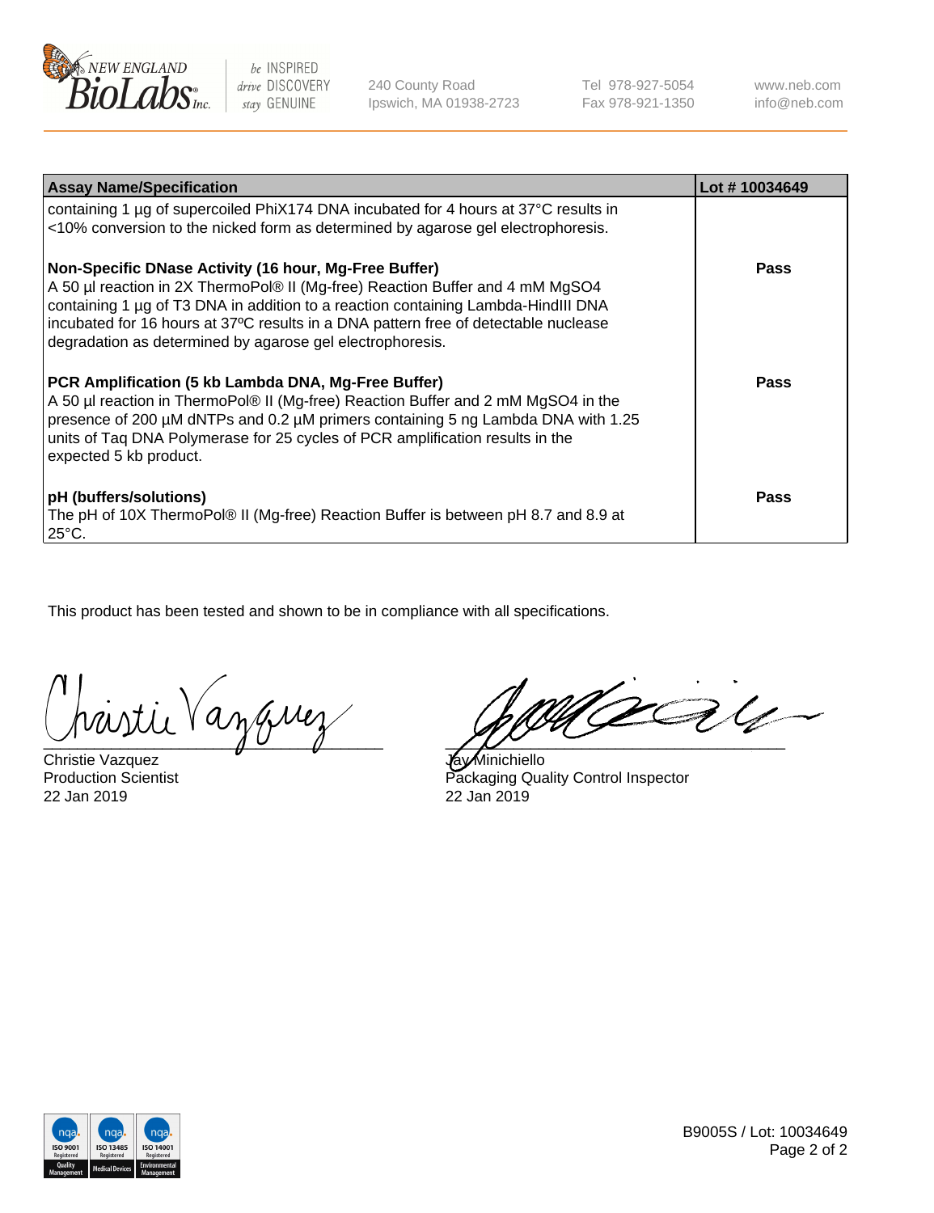| Assay Name/Specification | Lot # 10034649 |
| --- | --- |
| containing 1 µg of supercoiled PhiX174 DNA incubated for 4 hours at 37°C results in <10% conversion to the nicked form as determined by agarose gel electrophoresis. | |
| **Non-Specific DNase Activity (16 hour, Mg-Free Buffer)**<br>A 50 µl reaction in 2X ThermoPol® II (Mg-free) Reaction Buffer and 4 mM $MgSO_4$ containing 1 µg of T3 DNA in addition to a reaction containing Lambda-HindIII DNA incubated for 16 hours at 37ºC results in a DNA pattern free of detectable nuclease degradation as determined by agarose gel electrophoresis. | Pass |
| **PCR Amplification (5 kb Lambda DNA, Mg-Free Buffer)**<br>A 50 µl reaction in ThermoPol® II (Mg-free) Reaction Buffer and 2 mM $MgSO_4$ in the presence of 200 µM dNTPs and 0.2 µM primers containing 5 ng Lambda DNA with 1.25 units of Taq DNA Polymerase for 25 cycles of PCR amplification results in the expected 5 kb product. | Pass |
| **pH (buffers/solutions)**<br>The pH of 10X ThermoPol® II (Mg-free) Reaction Buffer is between pH 8.7 and 8.9 at 25°C. | Pass |

This product has been tested and shown to be in compliance with all specifications.

Christie Vazquez
Production Scientist
22 Jan 2019

Jay Minichiello
Packaging Quality Control Inspector
22 Jan 2019

B9005S / Lot: 10034649